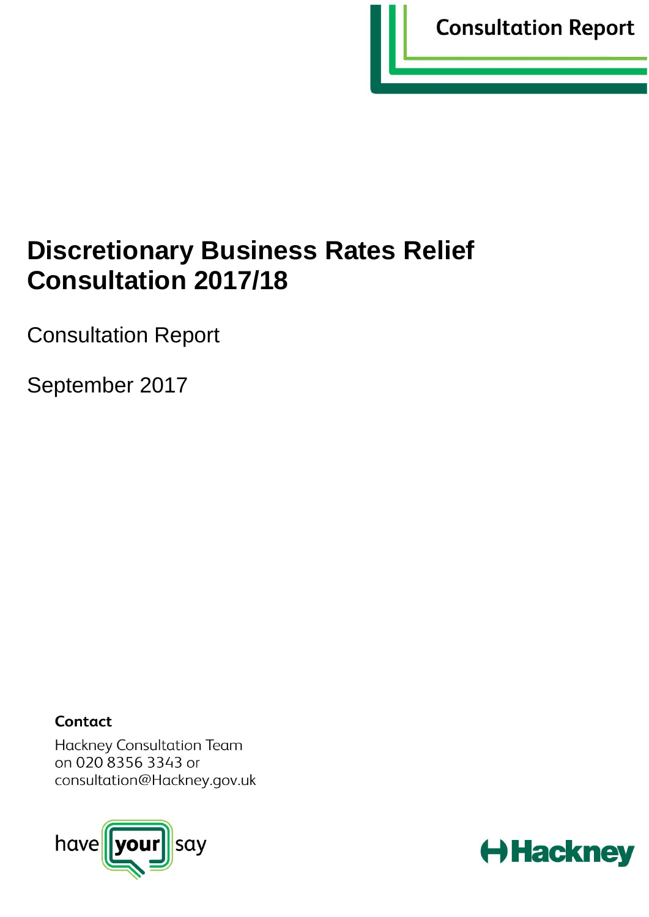Consultation Report

# Discretionary Business Rates Relief Consultation 2017/18

Consultation Report

September 2017

**Contact**

Hackney Consultation Team
on 020 8356 3343 or
consultation@Hackney.gov.uk

have your say

Hackney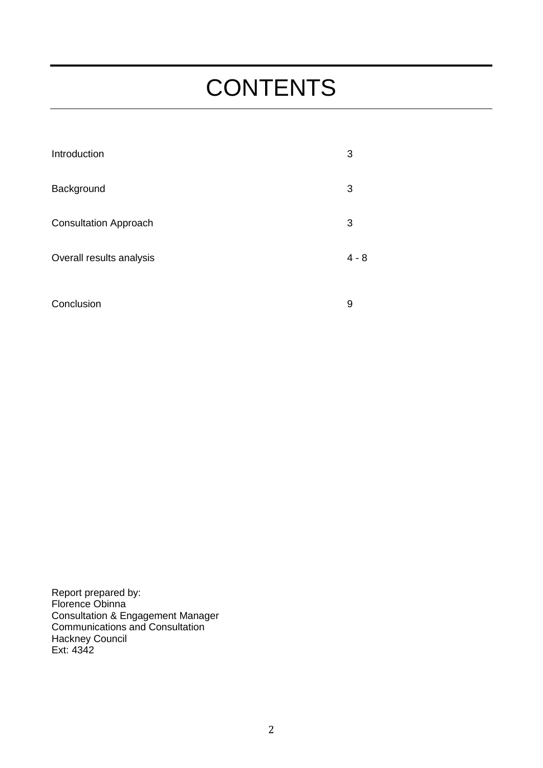# CONTENTS

| | |
|---|---|
| Introduction | 3 |
| Background | 3 |
| Consultation Approach | 3 |
| Overall results analysis | 4 - 8 |
| Conclusion | 9 |

Report prepared by:
Florence Obinna
Consultation & Engagement Manager
Communications and Consultation
Hackney Council
Ext: 4342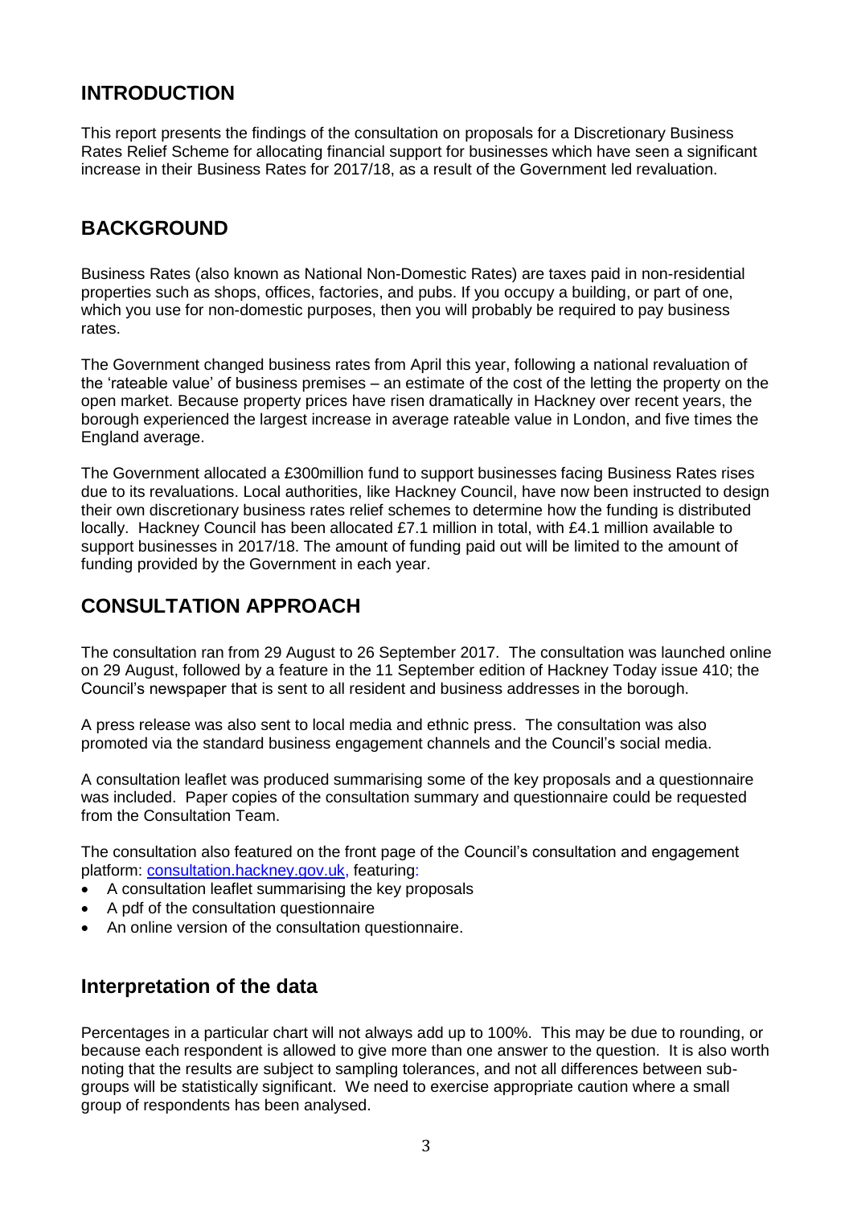## INTRODUCTION

This report presents the findings of the consultation on proposals for a Discretionary Business Rates Relief Scheme for allocating financial support for businesses which have seen a significant increase in their Business Rates for 2017/18, as a result of the Government led revaluation.

## BACKGROUND

Business Rates (also known as National Non-Domestic Rates) are taxes paid in non-residential properties such as shops, offices, factories, and pubs. If you occupy a building, or part of one, which you use for non-domestic purposes, then you will probably be required to pay business rates.

The Government changed business rates from April this year, following a national revaluation of the 'rateable value' of business premises – an estimate of the cost of the letting the property on the open market. Because property prices have risen dramatically in Hackney over recent years, the borough experienced the largest increase in average rateable value in London, and five times the England average.

The Government allocated a £300million fund to support businesses facing Business Rates rises due to its revaluations. Local authorities, like Hackney Council, have now been instructed to design their own discretionary business rates relief schemes to determine how the funding is distributed locally. Hackney Council has been allocated £7.1 million in total, with £4.1 million available to support businesses in 2017/18. The amount of funding paid out will be limited to the amount of funding provided by the Government in each year.

## CONSULTATION APPROACH

The consultation ran from 29 August to 26 September 2017. The consultation was launched online on 29 August, followed by a feature in the 11 September edition of Hackney Today issue 410; the Council's newspaper that is sent to all resident and business addresses in the borough.

A press release was also sent to local media and ethnic press. The consultation was also promoted via the standard business engagement channels and the Council's social media.

A consultation leaflet was produced summarising some of the key proposals and a questionnaire was included. Paper copies of the consultation summary and questionnaire could be requested from the Consultation Team.

The consultation also featured on the front page of the Council's consultation and engagement platform: [consultation.hackney.gov.uk](consultation.hackney.gov.uk), featuring:

- A consultation leaflet summarising the key proposals
- A pdf of the consultation questionnaire
- An online version of the consultation questionnaire.

## Interpretation of the data

Percentages in a particular chart will not always add up to 100%. This may be due to rounding, or because each respondent is allowed to give more than one answer to the question. It is also worth noting that the results are subject to sampling tolerances, and not all differences between sub-groups will be statistically significant. We need to exercise appropriate caution where a small group of respondents has been analysed.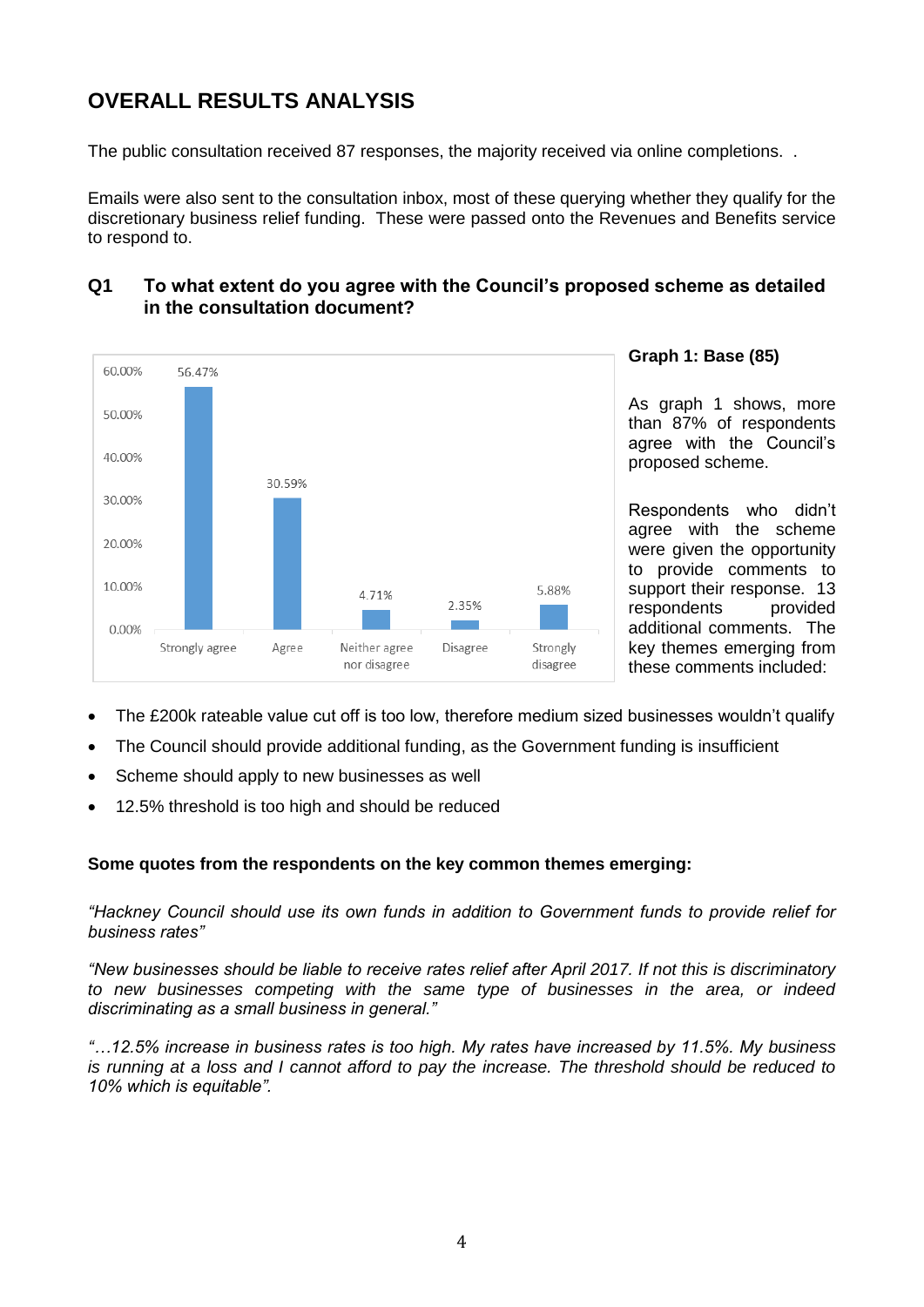# OVERALL RESULTS ANALYSIS

The public consultation received 87 responses, the majority received via online completions. .

Emails were also sent to the consultation inbox, most of these querying whether they qualify for the discretionary business relief funding. These were passed onto the Revenues and Benefits service to respond to.

## Q1 To what extent do you agree with the Council's proposed scheme as detailed in the consultation document?

| Response | Percentage |
|---|---|
| Strongly agree | 56.47% |
| Agree | 30.59% |
| Neither agree nor disagree | 4.71% |
| Disagree | 2.35% |
| Strongly disagree | 5.88% |

**Graph 1: Base (85)**

As graph 1 shows, more than 87% of respondents agree with the Council's proposed scheme.

Respondents who didn't agree with the scheme were given the opportunity to provide comments to support their response. 13 respondents provided additional comments. The key themes emerging from these comments included:

- The £200k rateable value cut off is too low, therefore medium sized businesses wouldn't qualify
- The Council should provide additional funding, as the Government funding is insufficient
- Scheme should apply to new businesses as well
- 12.5% threshold is too high and should be reduced

**Some quotes from the respondents on the key common themes emerging:**

*"Hackney Council should use its own funds in addition to Government funds to provide relief for business rates"*

*"New businesses should be liable to receive rates relief after April 2017. If not this is discriminatory to new businesses competing with the same type of businesses in the area, or indeed discriminating as a small business in general."*

*"…12.5% increase in business rates is too high. My rates have increased by 11.5%. My business is running at a loss and I cannot afford to pay the increase. The threshold should be reduced to 10% which is equitable".*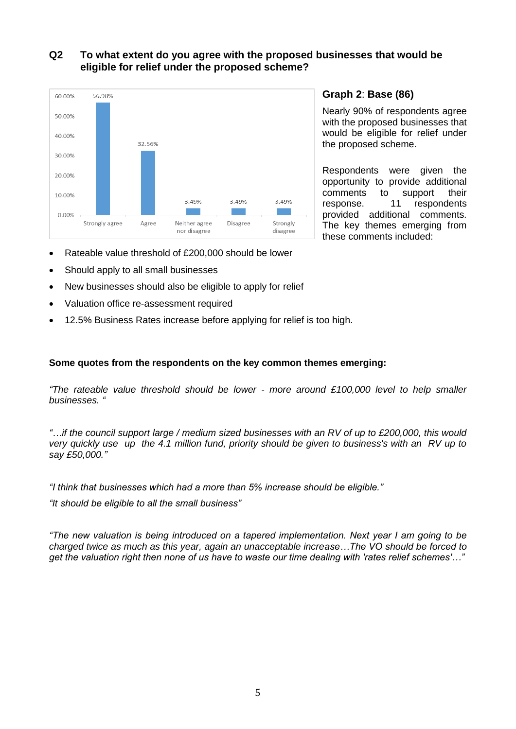## Q2 To what extent do you agree with the proposed businesses that would be eligible for relief under the proposed scheme?

| Response | Percentage |
|---|---|
| Strongly agree | 56.98% |
| Agree | 32.56% |
| Neither agree nor disagree | 3.49% |
| Disagree | 3.49% |
| Strongly disagree | 3.49% |

**Graph 2**: **Base (86)**

Nearly 90% of respondents agree with the proposed businesses that would be eligible for relief under the proposed scheme.

Respondents were given the opportunity to provide additional comments to support their response. 11 respondents provided additional comments. The key themes emerging from these comments included:

- Rateable value threshold of £200,000 should be lower
- Should apply to all small businesses
- New businesses should also be eligible to apply for relief
- Valuation office re-assessment required
- 12.5% Business Rates increase before applying for relief is too high.

**Some quotes from the respondents on the key common themes emerging:**

*"The rateable value threshold should be lower - more around £100,000 level to help smaller businesses. "*

*"…if the council support large / medium sized businesses with an RV of up to £200,000, this would very quickly use up the 4.1 million fund, priority should be given to business's with an RV up to say £50,000."*

*"I think that businesses which had a more than 5% increase should be eligible."*

*"It should be eligible to all the small business"*

*"The new valuation is being introduced on a tapered implementation. Next year I am going to be charged twice as much as this year, again an unacceptable increase…The VO should be forced to get the valuation right then none of us have to waste our time dealing with 'rates relief schemes'…"*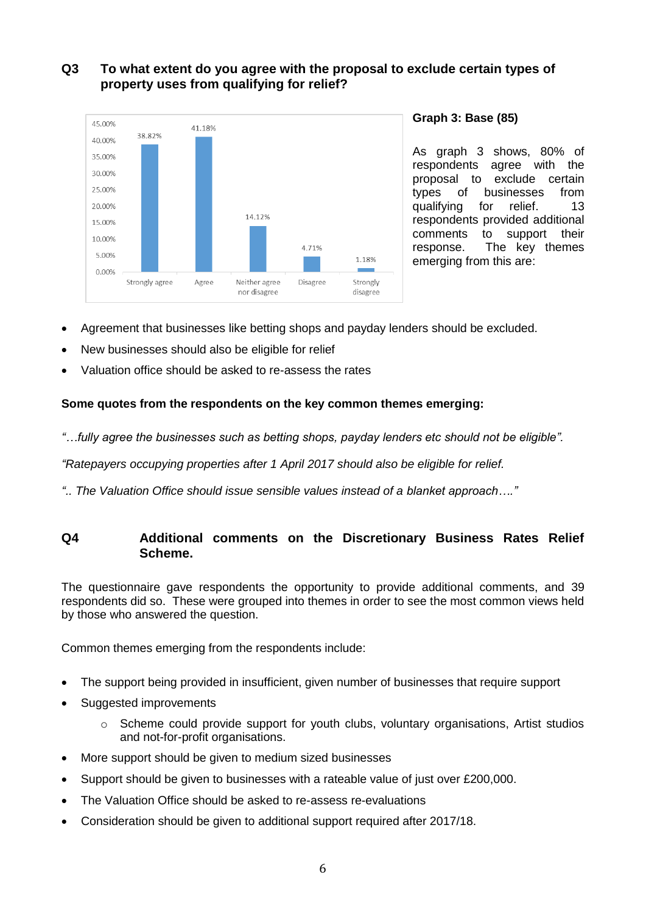## Q3 To what extent do you agree with the proposal to exclude certain types of property uses from qualifying for relief?

| Response | Percentage |
|---|---|
| Strongly agree | 38.82% |
| Agree | 41.18% |
| Neither agree nor disagree | 14.12% |
| Disagree | 4.71% |
| Strongly disagree | 1.18% |

**Graph 3: Base (85)**

As graph 3 shows, 80% of respondents agree with the proposal to exclude certain types of businesses from qualifying for relief. 13 respondents provided additional comments to support their response. The key themes emerging from this are:

- Agreement that businesses like betting shops and payday lenders should be excluded.
- New businesses should also be eligible for relief
- Valuation office should be asked to re-assess the rates

**Some quotes from the respondents on the key common themes emerging:**

*"…fully agree the businesses such as betting shops, payday lenders etc should not be eligible".*

*"Ratepayers occupying properties after 1 April 2017 should also be eligible for relief.*

*".. The Valuation Office should issue sensible values instead of a blanket approach…."*

## Q4 Additional comments on the Discretionary Business Rates Relief Scheme.

The questionnaire gave respondents the opportunity to provide additional comments, and 39 respondents did so. These were grouped into themes in order to see the most common views held by those who answered the question.

Common themes emerging from the respondents include:

- The support being provided in insufficient, given number of businesses that require support
- Suggested improvements
  - Scheme could provide support for youth clubs, voluntary organisations, Artist studios and not-for-profit organisations.
- More support should be given to medium sized businesses
- Support should be given to businesses with a rateable value of just over £200,000.
- The Valuation Office should be asked to re-assess re-evaluations
- Consideration should be given to additional support required after 2017/18.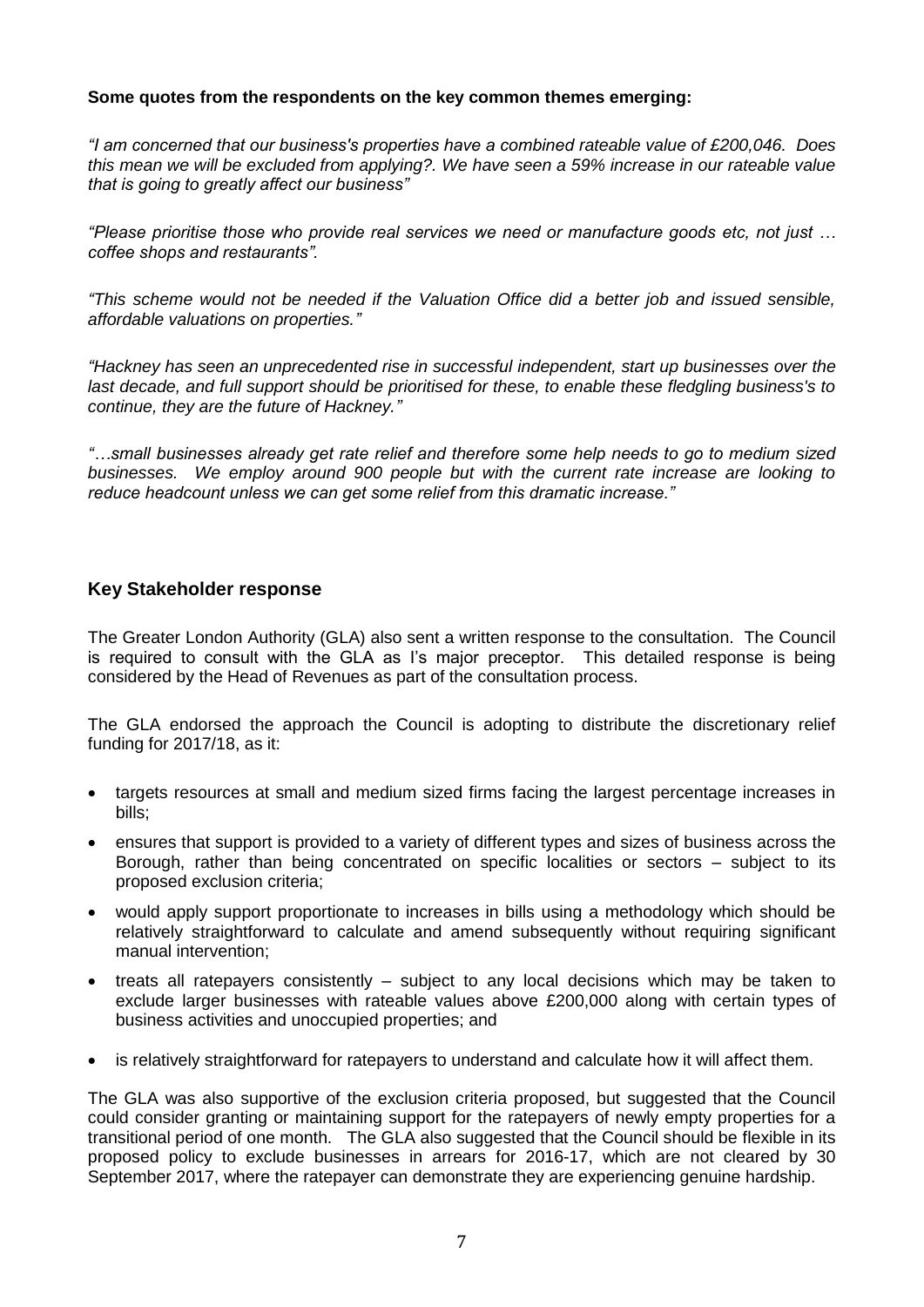**Some quotes from the respondents on the key common themes emerging:**

*"I am concerned that our business's properties have a combined rateable value of £200,046. Does this mean we will be excluded from applying?. We have seen a 59% increase in our rateable value that is going to greatly affect our business"*

*"Please prioritise those who provide real services we need or manufacture goods etc, not just … coffee shops and restaurants".*

*"This scheme would not be needed if the Valuation Office did a better job and issued sensible, affordable valuations on properties."*

*"Hackney has seen an unprecedented rise in successful independent, start up businesses over the last decade, and full support should be prioritised for these, to enable these fledgling business's to continue, they are the future of Hackney."*

*"…small businesses already get rate relief and therefore some help needs to go to medium sized businesses. We employ around 900 people but with the current rate increase are looking to reduce headcount unless we can get some relief from this dramatic increase."*

## Key Stakeholder response

The Greater London Authority (GLA) also sent a written response to the consultation. The Council is required to consult with the GLA as I's major preceptor. This detailed response is being considered by the Head of Revenues as part of the consultation process.

The GLA endorsed the approach the Council is adopting to distribute the discretionary relief funding for 2017/18, as it:

- targets resources at small and medium sized firms facing the largest percentage increases in bills;
- ensures that support is provided to a variety of different types and sizes of business across the Borough, rather than being concentrated on specific localities or sectors – subject to its proposed exclusion criteria;
- would apply support proportionate to increases in bills using a methodology which should be relatively straightforward to calculate and amend subsequently without requiring significant manual intervention;
- treats all ratepayers consistently – subject to any local decisions which may be taken to exclude larger businesses with rateable values above £200,000 along with certain types of business activities and unoccupied properties; and
- is relatively straightforward for ratepayers to understand and calculate how it will affect them.

The GLA was also supportive of the exclusion criteria proposed, but suggested that the Council could consider granting or maintaining support for the ratepayers of newly empty properties for a transitional period of one month. The GLA also suggested that the Council should be flexible in its proposed policy to exclude businesses in arrears for 2016-17, which are not cleared by 30 September 2017, where the ratepayer can demonstrate they are experiencing genuine hardship.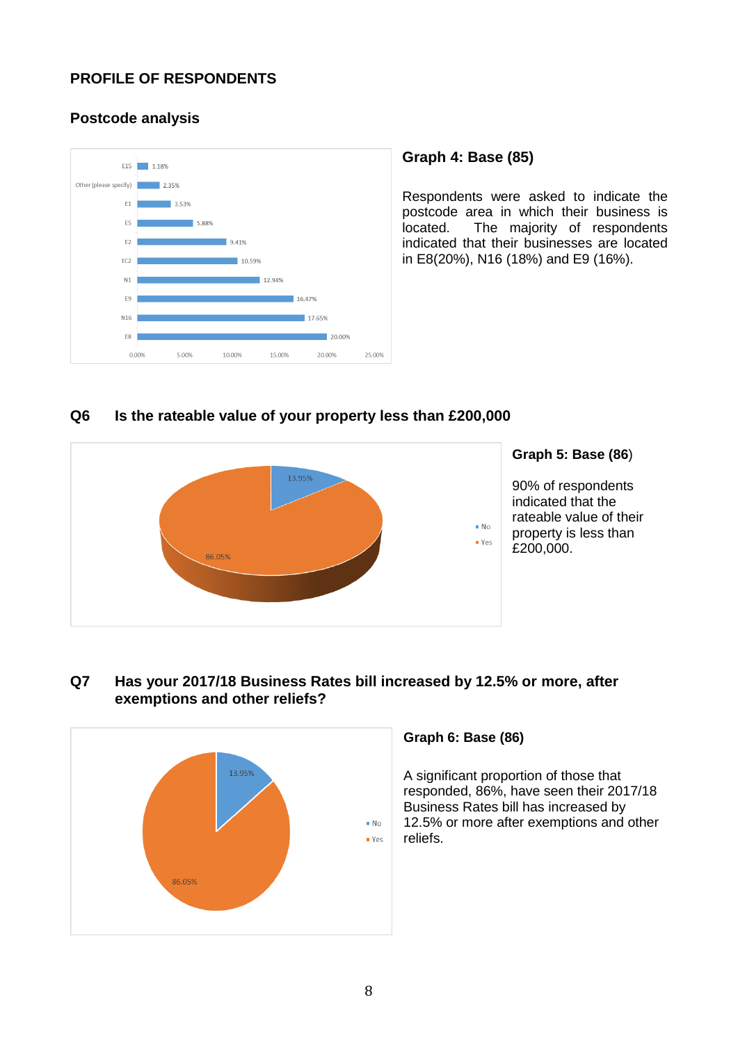## PROFILE OF RESPONDENTS

### Postcode analysis

| Postcode | Percentage |
|---|---|
| E15 | 1.18% |
| Other (please specify) | 2.35% |
| E1 | 3.53% |
| E5 | 5.88% |
| E2 | 9.41% |
| EC2 | 10.59% |
| N1 | 12.94% |
| E9 | 16.47% |
| N16 | 17.65% |
| E8 | 20.00% |

**Graph 4: Base (85)**

Respondents were asked to indicate the postcode area in which their business is located. The majority of respondents indicated that their businesses are located in E8(20%), N16 (18%) and E9 (16%).

### Q6 Is the rateable value of your property less than £200,000

| Response | Percentage |
|---|---|
| No | 13.95% |
| Yes | 86.05% |

**Graph 5: Base (86)**

90% of respondents indicated that the rateable value of their property is less than £200,000.

### Q7 Has your 2017/18 Business Rates bill increased by 12.5% or more, after exemptions and other reliefs?

| Response | Percentage |
|---|---|
| No | 13.95% |
| Yes | 86.05% |

**Graph 6: Base (86)**

A significant proportion of those that responded, 86%, have seen their 2017/18 Business Rates bill has increased by 12.5% or more after exemptions and other reliefs.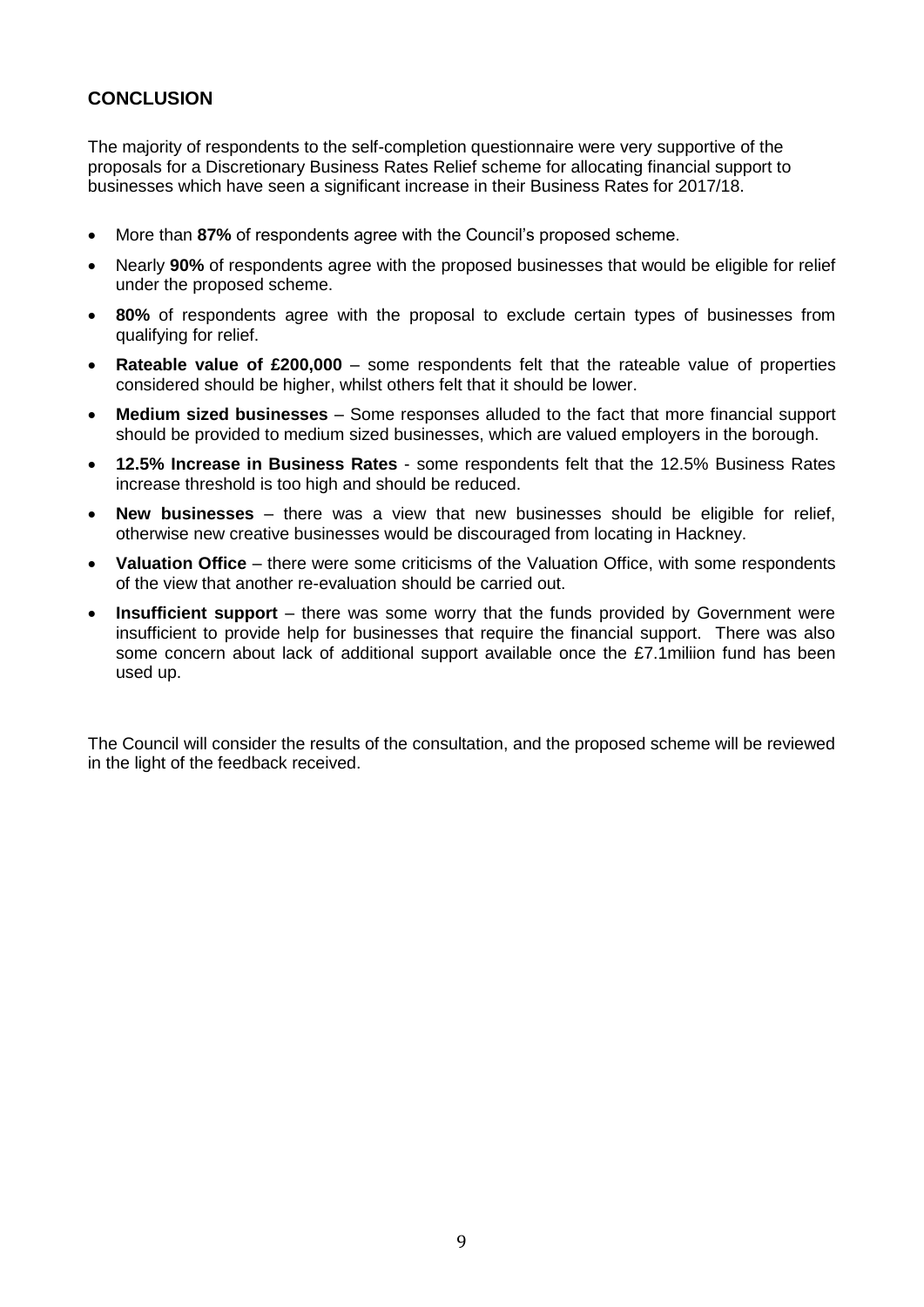## CONCLUSION

The majority of respondents to the self-completion questionnaire were very supportive of the proposals for a Discretionary Business Rates Relief scheme for allocating financial support to businesses which have seen a significant increase in their Business Rates for 2017/18.

- More than **87%** of respondents agree with the Council's proposed scheme.
- Nearly **90%** of respondents agree with the proposed businesses that would be eligible for relief under the proposed scheme.
- **80%** of respondents agree with the proposal to exclude certain types of businesses from qualifying for relief.
- **Rateable value of £200,000** – some respondents felt that the rateable value of properties considered should be higher, whilst others felt that it should be lower.
- **Medium sized businesses** – Some responses alluded to the fact that more financial support should be provided to medium sized businesses, which are valued employers in the borough.
- **12.5% Increase in Business Rates** - some respondents felt that the 12.5% Business Rates increase threshold is too high and should be reduced.
- **New businesses** – there was a view that new businesses should be eligible for relief, otherwise new creative businesses would be discouraged from locating in Hackney.
- **Valuation Office** – there were some criticisms of the Valuation Office, with some respondents of the view that another re-evaluation should be carried out.
- **Insufficient support** – there was some worry that the funds provided by Government were insufficient to provide help for businesses that require the financial support. There was also some concern about lack of additional support available once the £7.1miliion fund has been used up.

The Council will consider the results of the consultation, and the proposed scheme will be reviewed in the light of the feedback received.